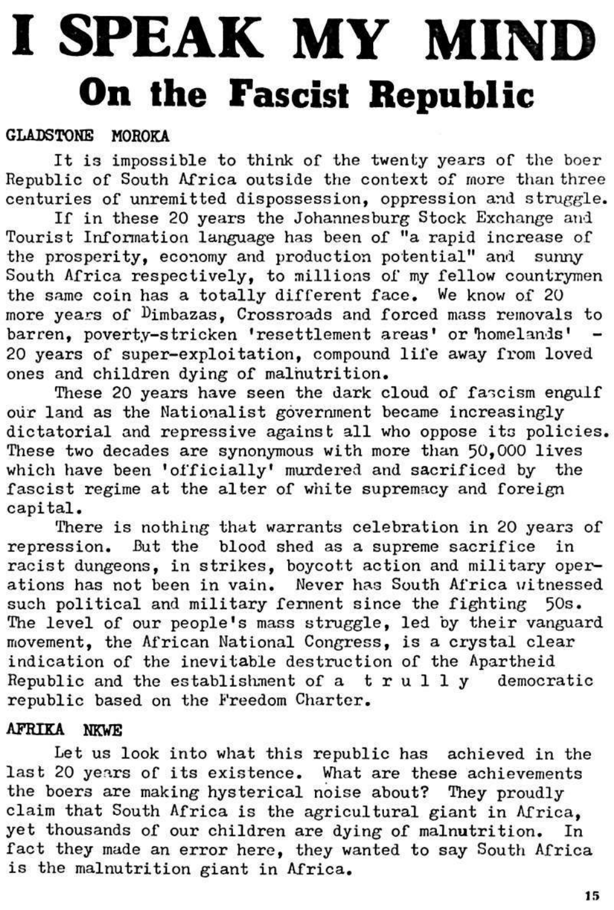# I SPEAK MY MIND

## On the Fascist Republic

**GLADSTONE MOROKA**

It is impossible to think of the twenty years of the boer Republic of South Africa outside the context of more than three centuries of unremitted dispossession, oppression and struggle.

If in these 20 years the Johannesburg Stock Exchange and Tourist Information language has been of "a rapid increase of the prosperity, economy and production potential" and sunny South Africa respectively, to millions of my fellow countrymen the same coin has a totally different face. We know of 20 more years of Dimbazas, Crossroads and forced mass removals to barren, poverty-stricken 'resettlement areas' or 'homelands' - 20 years of super-exploitation, compound life away from loved ones and children dying of malnutrition.

These 20 years have seen the dark cloud of fascism engulf our land as the Nationalist government became increasingly dictatorial and repressive against all who oppose its policies. These two decades are synonymous with more than 50,000 lives which have been 'officially' murdered and sacrificed by the fascist regime at the alter of white supremacy and foreign capital.

There is nothing that warrants celebration in 20 years of repression. But the blood shed as a supreme sacrifice in racist dungeons, in strikes, boycott action and military operations has not been in vain. Never has South Africa witnessed such political and military ferment since the fighting 50s. The level of our people's mass struggle, led by their vanguard movement, the African National Congress, is a crystal clear indication of the inevitable destruction of the Apartheid Republic and the establishment of a t r u l l y democratic republic based on the Freedom Charter.

**AFRIKA NKWE**

Let us look into what this republic has achieved in the last 20 years of its existence. What are these achievements the boers are making hysterical noise about? They proudly claim that South Africa is the agricultural giant in Africa, yet thousands of our children are dying of malnutrition. In fact they made an error here, they wanted to say South Africa is the malnutrition giant in Africa.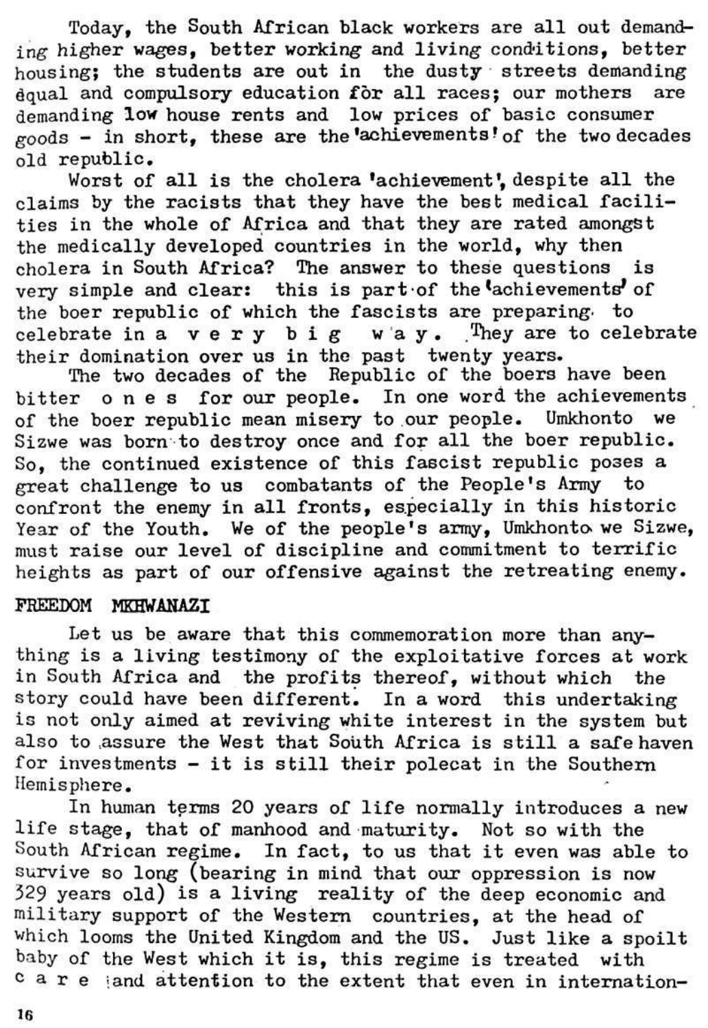Today, the South African black workers are all out demanding higher wages, better working and living conditions, better housing; the students are out in the dusty streets demanding equal and compulsory education for all races; our mothers are demanding low house rents and low prices of basic consumer goods - in short, these are the 'achievements' of the two decades old republic.

Worst of all is the cholera 'achievement', despite all the claims by the racists that they have the best medical facilities in the whole of Africa and that they are rated amongst the medically developed countries in the world, why then cholera in South Africa? The answer to these questions is very simple and clear: this is part of the 'achievements' of the boer republic of which the fascists are preparing to celebrate in a very big way. They are to celebrate their domination over us in the past twenty years.

The two decades of the Republic of the boers have been bitter ones for our people. In one word the achievements of the boer republic mean misery to our people. Umkhonto we Sizwe was born to destroy once and for all the boer republic. So, the continued existence of this fascist republic poses a great challenge to us combatants of the People's Army to confront the enemy in all fronts, especially in this historic Year of the Youth. We of the people's army, Umkhonto we Sizwe, must raise our level of discipline and commitment to terrific heights as part of our offensive against the retreating enemy.

FREEDOM MKHWANAZI

Let us be aware that this commemoration more than anything is a living testimony of the exploitative forces at work in South Africa and the profits thereof, without which the story could have been different. In a word this undertaking is not only aimed at reviving white interest in the system but also to assure the West that South Africa is still a safe haven for investments - it is still their polecat in the Southern Hemisphere.

In human terms 20 years of life normally introduces a new life stage, that of manhood and maturity. Not so with the South African regime. In fact, to us that it even was able to survive so long (bearing in mind that our oppression is now 329 years old) is a living reality of the deep economic and military support of the Western countries, at the head of which looms the United Kingdom and the US. Just like a spoilt baby of the West which it is, this regime is treated with care and attention to the extent that even in internation-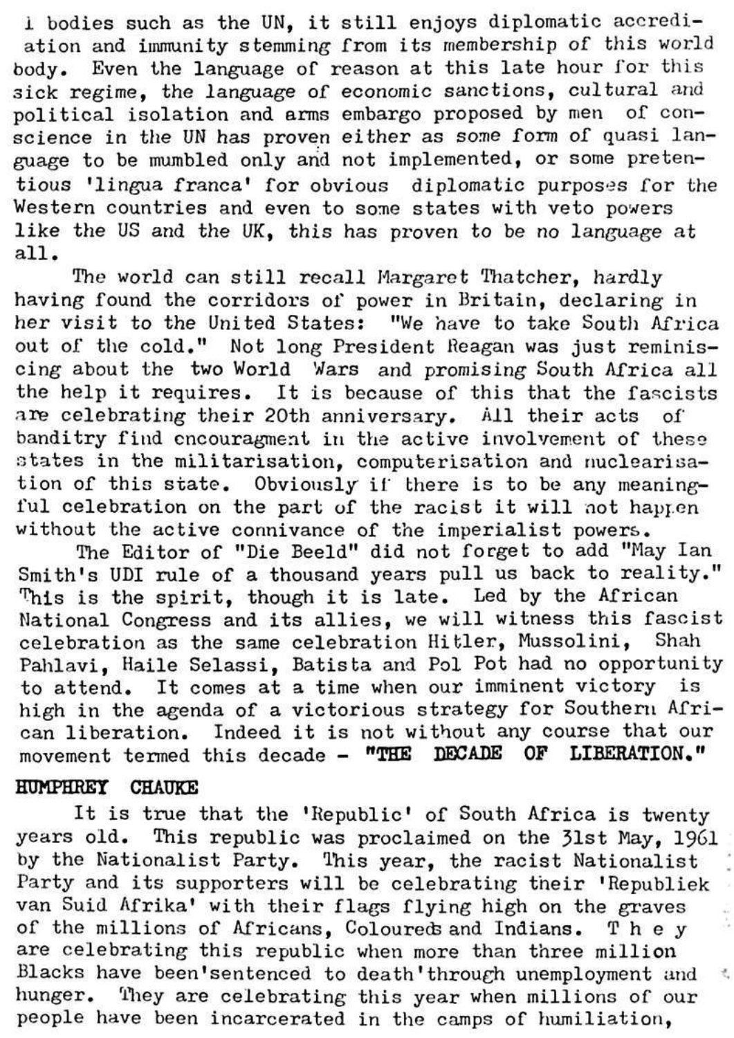l bodies such as the UN, it still enjoys diplomatic accrediation and immunity stemming from its membership of this world body. Even the language of reason at this late hour for this sick regime, the language of economic sanctions, cultural and political isolation and arms embargo proposed by men of conscience in the UN has proven either as some form of quasi language to be mumbled only and not implemented, or some pretentious 'lingua franca' for obvious diplomatic purposes for the Western countries and even to some states with veto powers like the US and the UK, this has proven to be no language at all.

The world can still recall Margaret Thatcher, hardly having found the corridors of power in Britain, declaring in her visit to the United States: "We have to take South Africa out of the cold." Not long President Reagan was just reminiscing about the two World Wars and promising South Africa all the help it requires. It is because of this that the fascists are celebrating their 20th anniversary. All their acts of banditry find encouragment in the active involvement of these states in the militarisation, computerisation and nuclearisation of this state. Obviously if there is to be any meaningful celebration on the part of the racist it will not happen without the active connivance of the imperialist powers.

The Editor of "Die Beeld" did not forget to add "May Ian Smith's UDI rule of a thousand years pull us back to reality." This is the spirit, though it is late. Led by the African National Congress and its allies, we will witness this fascist celebration as the same celebration Hitler, Mussolini, Shah Pahlavi, Haile Selassi, Batista and Pol Pot had no opportunity to attend. It comes at a time when our imminent victory is high in the agenda of a victorious strategy for Southern African liberation. Indeed it is not without any course that our movement termed this decade - **"THE DECADE OF LIBERATION."**

**HUMPHREY CHAUKE**

It is true that the 'Republic' of South Africa is twenty years old. This republic was proclaimed on the 31st May, 1961 by the Nationalist Party. This year, the racist Nationalist Party and its supporters will be celebrating their 'Republiek van Suid Afrika' with their flags flying high on the graves of the millions of Africans, Coloureds and Indians. They are celebrating this republic when more than three million Blacks have been 'sentenced to death' through unemployment and hunger. They are celebrating this year when millions of our people have been incarcerated in the camps of humiliation,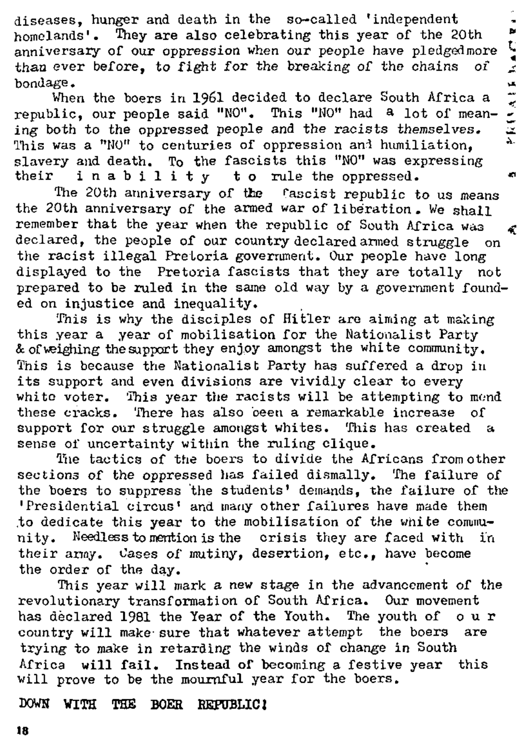diseases, hunger and death in the so-called 'independent homelands'. They are also celebrating this year of the 20th anniversary of our oppression when our people have pledged more than ever before, to fight for the breaking of the chains of bondage.

When the boers in 1961 decided to declare South Africa a republic, our people said "NO". This "NO" had a lot of meaning both to the oppressed people and the racists themselves. This was a "NO" to centuries of oppression and humiliation, slavery and death. To the fascists this "NO" was expressing their inability to rule the oppressed.

The 20th anniversary of the fascist republic to us means the 20th anniversary of the armed war of liberation. We shall remember that the year when the republic of South Africa was declared, the people of our country declared armed struggle on the racist illegal Pretoria government. Our people have long displayed to the Pretoria fascists that they are totally not prepared to be ruled in the same old way by a government founded on injustice and inequality.

This is why the disciples of Hitler are aiming at making this year a year of mobilisation for the Nationalist Party & of weighing the support they enjoy amongst the white community. This is because the Nationalist Party has suffered a drop in its support and even divisions are vividly clear to every white voter. This year the racists will be attempting to mend these cracks. There has also been a remarkable increase of support for our struggle amongst whites. This has created a sense of uncertainty within the ruling clique.

The tactics of the boers to divide the Africans from other sections of the oppressed has failed dismally. The failure of the boers to suppress the students' demands, the failure of the 'Presidential circus' and many other failures have made them to dedicate this year to the mobilisation of the white community. Needless to mention is the crisis they are faced with in their army. Cases of mutiny, desertion, etc., have become the order of the day.

This year will mark a new stage in the advancement of the revolutionary transformation of South Africa. Our movement has declared 1981 the Year of the Youth. The youth of our country will make sure that whatever attempt the boers are trying to make in retarding the winds of change in South Africa will fail. Instead of becoming a festive year this will prove to be the mournful year for the boers.

**DOWN WITH THE BOER REPUBLIC!**